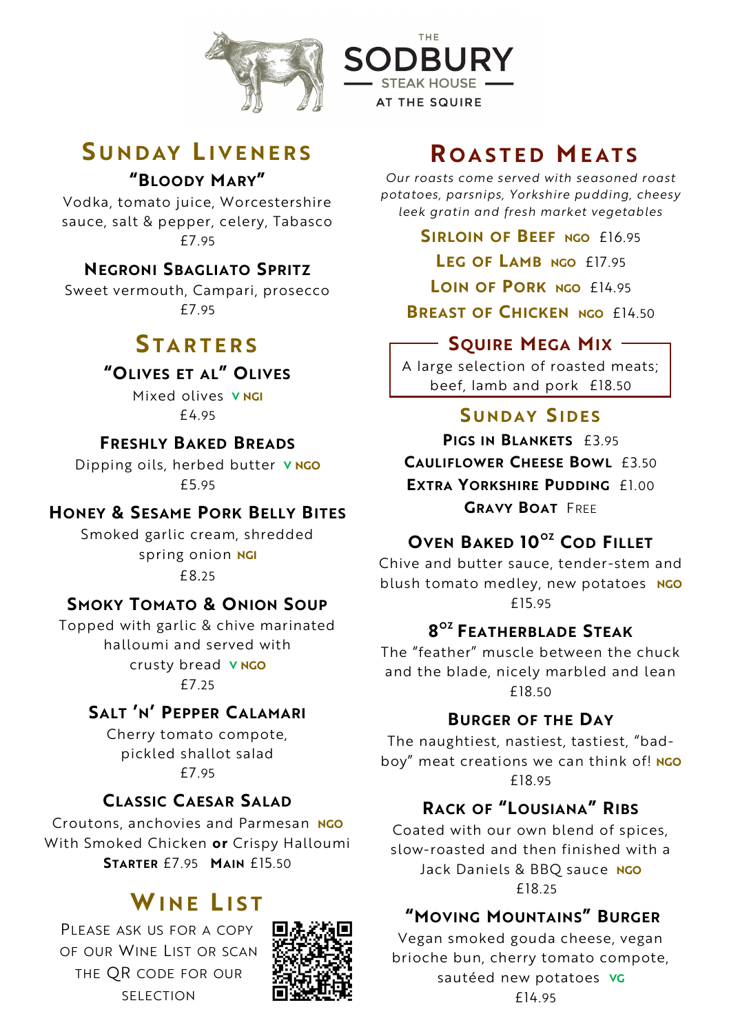# THE SODBURY
## STEAK HOUSE
### AT THE SQUIRE

## Sunday Liveners

### "Bloody Mary"

Vodka, tomato juice, Worcestershire sauce, salt & pepper, celery, Tabasco
£7.95

### Negroni Sbagliato Spritz

Sweet vermouth, Campari, prosecco
£7.95

## Starters

### "Olives et al" Olives

Mixed olives **V NGI**
£4.95

### Freshly Baked Breads

Dipping oils, herbed butter **V NGO**
£5.95

### Honey & Sesame Pork Belly Bites

Smoked garlic cream, shredded spring onion **NGI**
£8.25

### Smoky Tomato & Onion Soup

Topped with garlic & chive marinated halloumi and served with crusty bread **V NGO**
£7.25

### Salt 'n' Pepper Calamari

Cherry tomato compote, pickled shallot salad
£7.95

### Classic Caesar Salad

Croutons, anchovies and Parmesan **NGO**
With Smoked Chicken **or** Crispy Halloumi
**Starter** £7.95 **Main** £15.50

## Wine List

Please ask us for a copy of our Wine List or scan the QR code for our selection

## Roasted Meats

*Our roasts come served with seasoned roast potatoes, parsnips, Yorkshire pudding, cheesy leek gratin and fresh market vegetables*

**Sirloin of Beef** **NGO** £16.95

**Leg of Lamb** **NGO** £17.95

**Loin of Pork** **NGO** £14.95

**Breast of Chicken** **NGO** £14.50

### Squire Mega Mix

A large selection of roasted meats; beef, lamb and pork £18.50

## Sunday Sides

**Pigs in Blankets** £3.95

**Cauliflower Cheese Bowl** £3.50

**Extra Yorkshire Pudding** £1.00

**Gravy Boat** Free

### Oven Baked 10oz Cod Fillet

Chive and butter sauce, tender-stem and blush tomato medley, new potatoes **NGO**
£15.95

### 8oz Featherblade Steak

The "feather" muscle between the chuck and the blade, nicely marbled and lean
£18.50

### Burger of the Day

The naughtiest, nastiest, tastiest, "bad-boy" meat creations we can think of! **NGO**
£18.95

### Rack of "Lousiana" Ribs

Coated with our own blend of spices, slow-roasted and then finished with a Jack Daniels & BBQ sauce **NGO**
£18.25

### "Moving Mountains" Burger

Vegan smoked gouda cheese, vegan brioche bun, cherry tomato compote, sautéed new potatoes **VG**
£14.95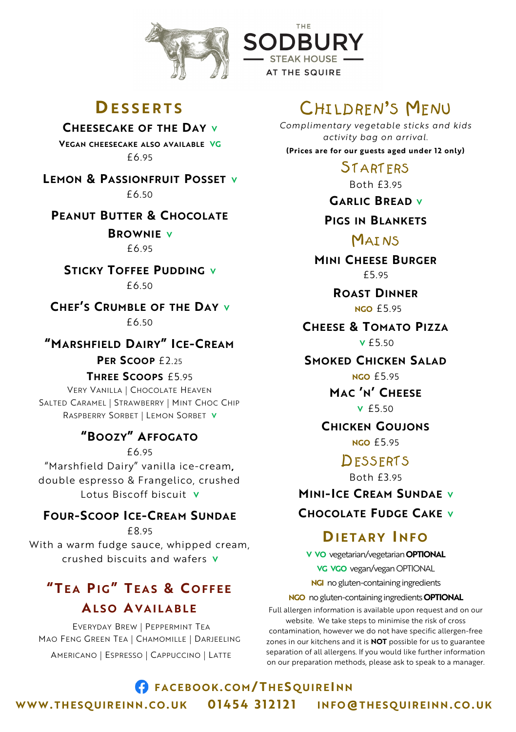THE
# SODBURY
STEAK HOUSE
AT THE SQUIRE

## Desserts

### Cheesecake of the Day V
**Vegan cheesecake also available VG**
£6.95

### Lemon & Passionfruit Posset V
£6.50

### Peanut Butter & Chocolate Brownie V
£6.95

### Sticky Toffee Pudding V
£6.50

### Chef's Crumble of the Day V
£6.50

### "Marshfield Dairy" Ice-Cream
**Per Scoop** £2.25
**Three Scoops** £5.95
Very Vanilla | Chocolate Heaven
Salted Caramel | Strawberry | Mint Choc Chip
Raspberry Sorbet | Lemon Sorbet V

### "Boozy" Affogato
£6.95
"Marshfield Dairy" vanilla ice-cream, double espresso & Frangelico, crushed Lotus Biscoff biscuit V

### Four-Scoop Ice-Cream Sundae
£8.95
With a warm fudge sauce, whipped cream, crushed biscuits and wafers V

## "Tea Pig" Teas & Coffee Also Available

Everyday Brew | Peppermint Tea
Mao Feng Green Tea | Chamomille | Darjeeling
Americano | Espresso | Cappuccino | Latte

## Children's Menu

*Complimentary vegetable sticks and kids activity bag on arrival.*
**(Prices are for our guests aged under 12 only)**

### Starters
Both £3.95

**Garlic Bread V**

**Pigs in Blankets**

### Mains

**Mini Cheese Burger**
£5.95

**Roast Dinner**
NGO £5.95

**Cheese & Tomato Pizza**
V £5.50

**Smoked Chicken Salad**
NGO £5.95

**Mac 'n' Cheese**
V £5.50

**Chicken Goujons**
NGO £5.95

### Desserts
Both £3.95

**Mini-Ice Cream Sundae V**

**Chocolate Fudge Cake V**

## Dietary Info

V VO vegetarian/vegetarian **OPTIONAL**
VG VGO vegan/vegan OPTIONAL
NGI no gluten-containing ingredients
NGO no gluten-containing ingredients **OPTIONAL**

Full allergen information is available upon request and on our website. We take steps to minimise the risk of cross contamination, however we do not have specific allergen-free zones in our kitchens and it is **NOT** possible for us to guarantee separation of all allergens. If you would like further information on our preparation methods, please ask to speak to a manager.

facebook.com/TheSquireInn
www.thesquireinn.co.uk 01454 312121 info@thesquireinn.co.uk